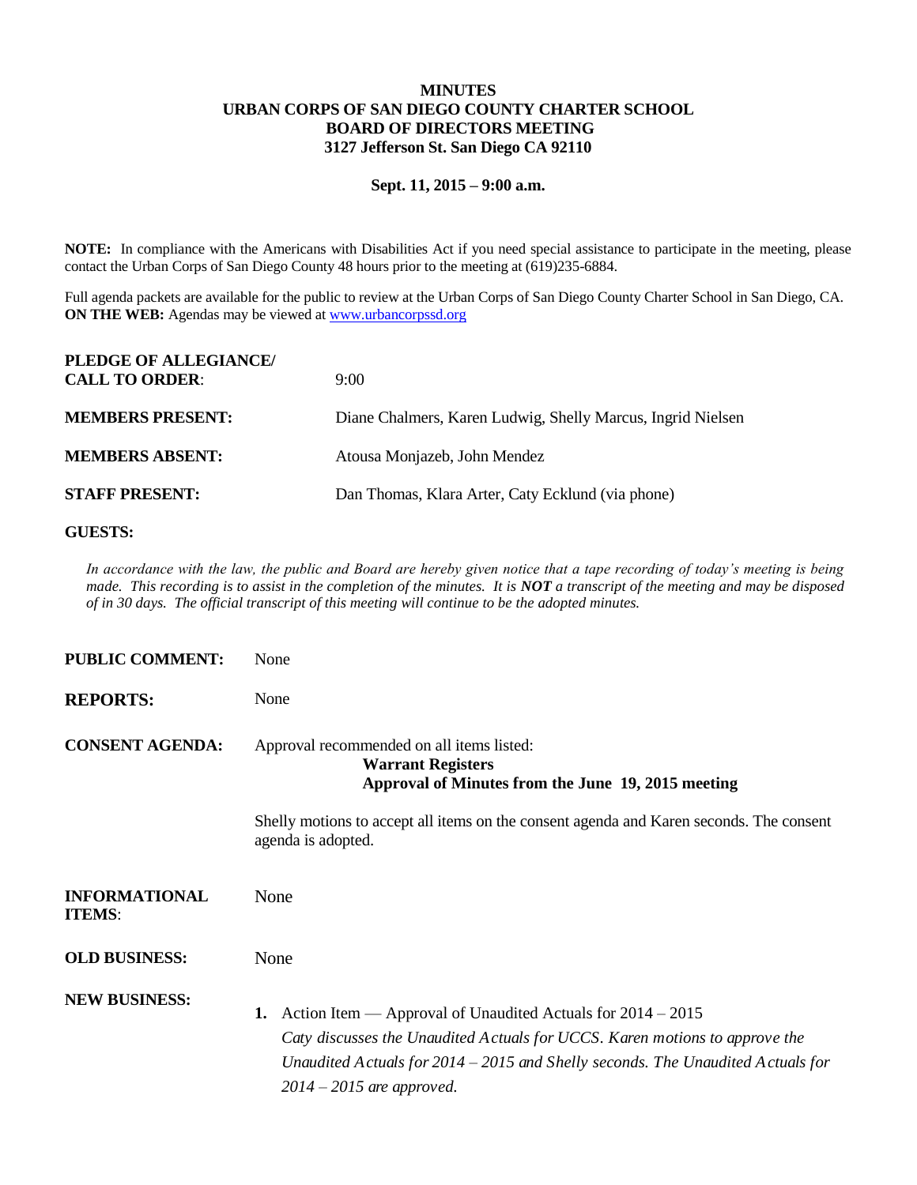**MINUTES**
**URBAN CORPS OF SAN DIEGO COUNTY CHARTER SCHOOL**
**BOARD OF DIRECTORS MEETING**
**3127 Jefferson St. San Diego CA 92110**

**Sept. 11, 2015 – 9:00 a.m.**

**NOTE:** In compliance with the Americans with Disabilities Act if you need special assistance to participate in the meeting, please contact the Urban Corps of San Diego County 48 hours prior to the meeting at (619)235-6884.

Full agenda packets are available for the public to review at the Urban Corps of San Diego County Charter School in San Diego, CA.
**ON THE WEB:** Agendas may be viewed at www.urbancorpssd.org

**PLEDGE OF ALLEGIANCE/ CALL TO ORDER**: 9:00

**MEMBERS PRESENT:** Diane Chalmers, Karen Ludwig, Shelly Marcus, Ingrid Nielsen

**MEMBERS ABSENT:** Atousa Monjazeb, John Mendez

**STAFF PRESENT:** Dan Thomas, Klara Arter, Caty Ecklund (via phone)

**GUESTS:**

*In accordance with the law, the public and Board are hereby given notice that a tape recording of today's meeting is being made. This recording is to assist in the completion of the minutes. It is **NOT** a transcript of the meeting and may be disposed of in 30 days. The official transcript of this meeting will continue to be the adopted minutes.*

**PUBLIC COMMENT:** None

**REPORTS:** None

**CONSENT AGENDA:** Approval recommended on all items listed:

**Warrant Registers**
**Approval of Minutes from the June 19, 2015 meeting**

Shelly motions to accept all items on the consent agenda and Karen seconds. The consent agenda is adopted.

**INFORMATIONAL ITEMS**: None

**OLD BUSINESS:** None

**NEW BUSINESS:**

1. Action Item — Approval of Unaudited Actuals for 2014 – 2015
   *Caty discusses the Unaudited Actuals for UCCS. Karen motions to approve the Unaudited Actuals for 2014 – 2015 and Shelly seconds. The Unaudited Actuals for 2014 – 2015 are approved.*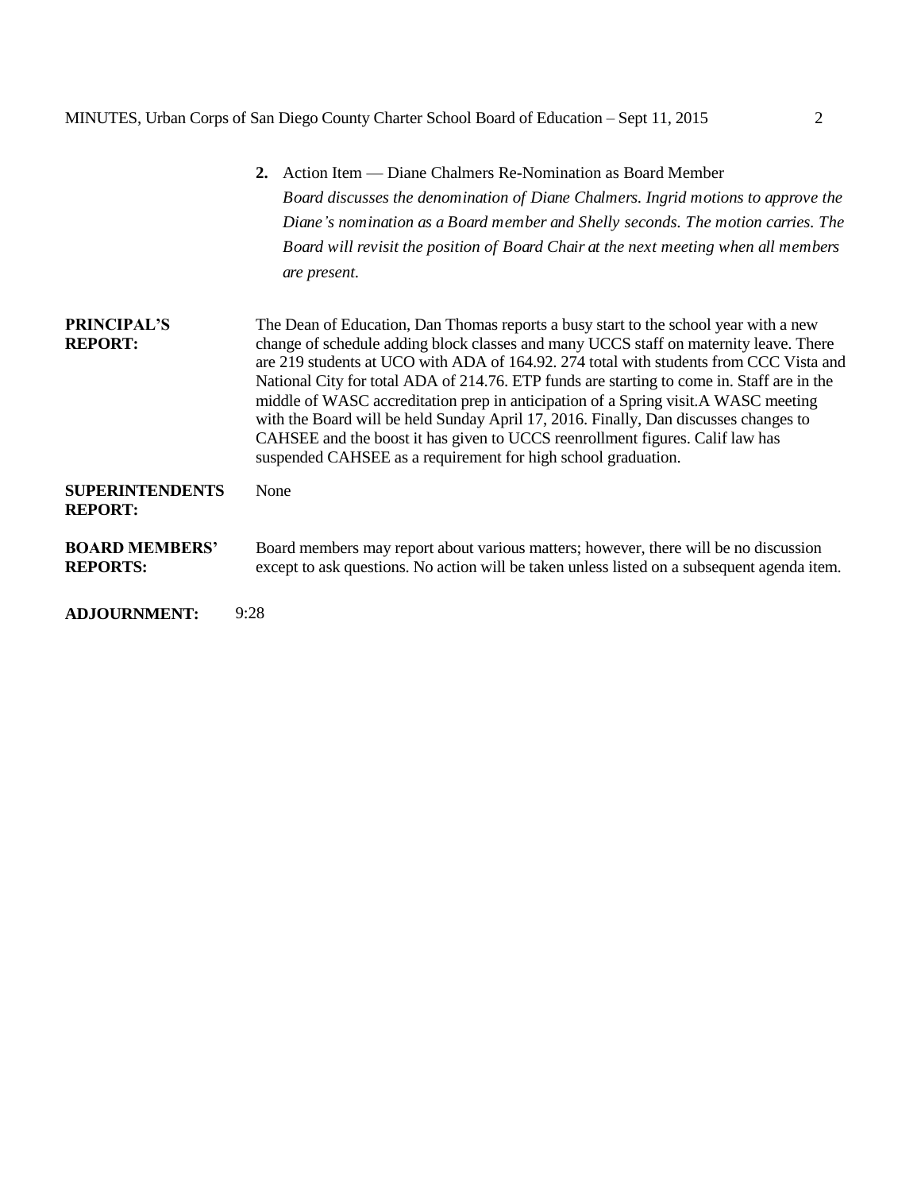2. Action Item — Diane Chalmers Re-Nomination as Board Member

   *Board discusses the denomination of Diane Chalmers. Ingrid motions to approve the Diane's nomination as a Board member and Shelly seconds. The motion carries. The Board will revisit the position of Board Chair at the next meeting when all members are present.*

**PRINCIPAL'S REPORT:** The Dean of Education, Dan Thomas reports a busy start to the school year with a new change of schedule adding block classes and many UCCS staff on maternity leave. There are 219 students at UCO with ADA of 164.92. 274 total with students from CCC Vista and National City for total ADA of 214.76. ETP funds are starting to come in. Staff are in the middle of WASC accreditation prep in anticipation of a Spring visit.A WASC meeting with the Board will be held Sunday April 17, 2016. Finally, Dan discusses changes to CAHSEE and the boost it has given to UCCS reenrollment figures. Calif law has suspended CAHSEE as a requirement for high school graduation.

**SUPERINTENDENTS REPORT:** None

**BOARD MEMBERS' REPORTS:** Board members may report about various matters; however, there will be no discussion except to ask questions. No action will be taken unless listed on a subsequent agenda item.

**ADJOURNMENT:** 9:28